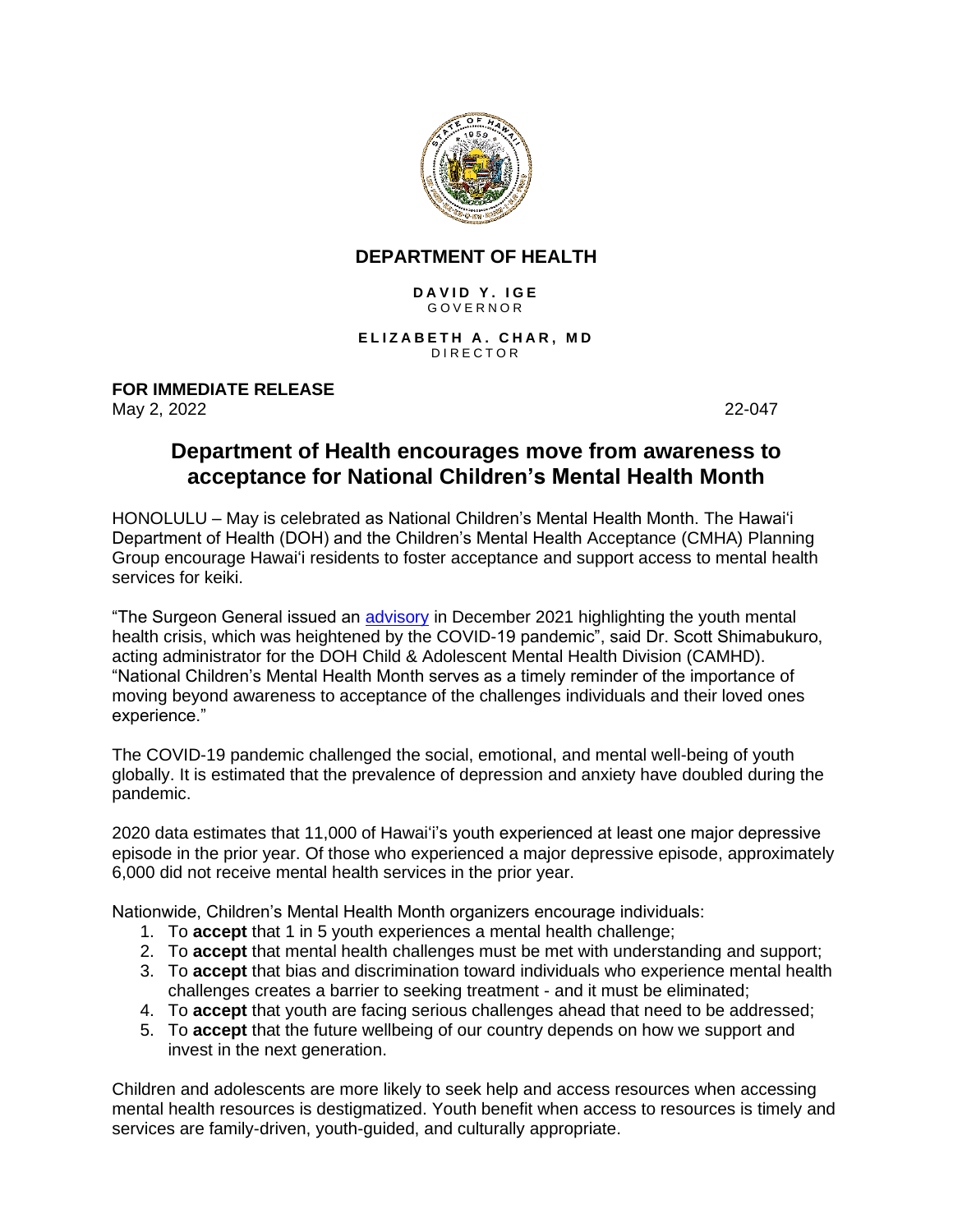**DEPARTMENT OF HEALTH**

**DAVID Y. IGE**
GOVERNOR

**ELIZABETH A. CHAR, MD**
DIRECTOR

**FOR IMMEDIATE RELEASE**
May 2, 2022 22-047

# Department of Health encourages move from awareness to acceptance for National Children's Mental Health Month

HONOLULU – May is celebrated as National Children's Mental Health Month. The Hawai'i Department of Health (DOH) and the Children's Mental Health Acceptance (CMHA) Planning Group encourage Hawai'i residents to foster acceptance and support access to mental health services for keiki.

"The Surgeon General issued an advisory in December 2021 highlighting the youth mental health crisis, which was heightened by the COVID-19 pandemic", said Dr. Scott Shimabukuro, acting administrator for the DOH Child & Adolescent Mental Health Division (CAMHD). "National Children's Mental Health Month serves as a timely reminder of the importance of moving beyond awareness to acceptance of the challenges individuals and their loved ones experience."

The COVID-19 pandemic challenged the social, emotional, and mental well-being of youth globally. It is estimated that the prevalence of depression and anxiety have doubled during the pandemic.

2020 data estimates that 11,000 of Hawai'i's youth experienced at least one major depressive episode in the prior year. Of those who experienced a major depressive episode, approximately 6,000 did not receive mental health services in the prior year.

Nationwide, Children's Mental Health Month organizers encourage individuals:

1. To **accept** that 1 in 5 youth experiences a mental health challenge;
2. To **accept** that mental health challenges must be met with understanding and support;
3. To **accept** that bias and discrimination toward individuals who experience mental health challenges creates a barrier to seeking treatment - and it must be eliminated;
4. To **accept** that youth are facing serious challenges ahead that need to be addressed;
5. To **accept** that the future wellbeing of our country depends on how we support and invest in the next generation.

Children and adolescents are more likely to seek help and access resources when accessing mental health resources is destigmatized. Youth benefit when access to resources is timely and services are family-driven, youth-guided, and culturally appropriate.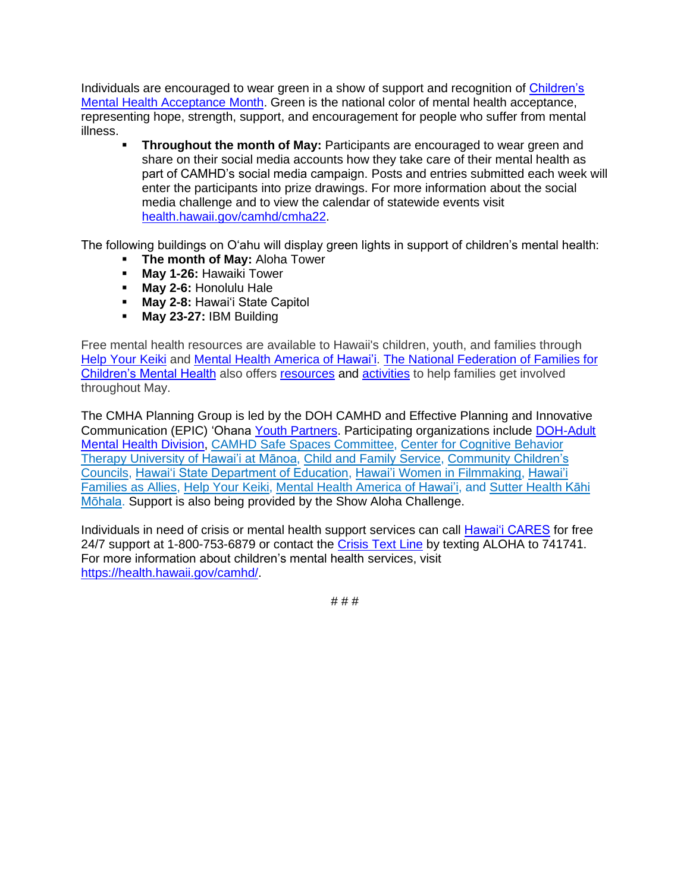Individuals are encouraged to wear green in a show of support and recognition of Children's Mental Health Acceptance Month. Green is the national color of mental health acceptance, representing hope, strength, support, and encouragement for people who suffer from mental illness.

- **Throughout the month of May:** Participants are encouraged to wear green and share on their social media accounts how they take care of their mental health as part of CAMHD's social media campaign. Posts and entries submitted each week will enter the participants into prize drawings. For more information about the social media challenge and to view the calendar of statewide events visit health.hawaii.gov/camhd/cmha22.

The following buildings on O'ahu will display green lights in support of children's mental health:

- **The month of May:** Aloha Tower
- **May 1-26:** Hawaiki Tower
- **May 2-6:** Honolulu Hale
- **May 2-8:** Hawai'i State Capitol
- **May 23-27:** IBM Building

Free mental health resources are available to Hawaii's children, youth, and families through Help Your Keiki and Mental Health America of Hawai'i. The National Federation of Families for Children's Mental Health also offers resources and activities to help families get involved throughout May.

The CMHA Planning Group is led by the DOH CAMHD and Effective Planning and Innovative Communication (EPIC) 'Ohana Youth Partners. Participating organizations include DOH-Adult Mental Health Division, CAMHD Safe Spaces Committee, Center for Cognitive Behavior Therapy University of Hawai'i at Mānoa, Child and Family Service, Community Children's Councils, Hawai'i State Department of Education, Hawai'i Women in Filmmaking, Hawai'i Families as Allies, Help Your Keiki, Mental Health America of Hawai'i, and Sutter Health Kāhi Mōhala. Support is also being provided by the Show Aloha Challenge.

Individuals in need of crisis or mental health support services can call Hawai'i CARES for free 24/7 support at 1-800-753-6879 or contact the Crisis Text Line by texting ALOHA to 741741. For more information about children's mental health services, visit https://health.hawaii.gov/camhd/.

# # #